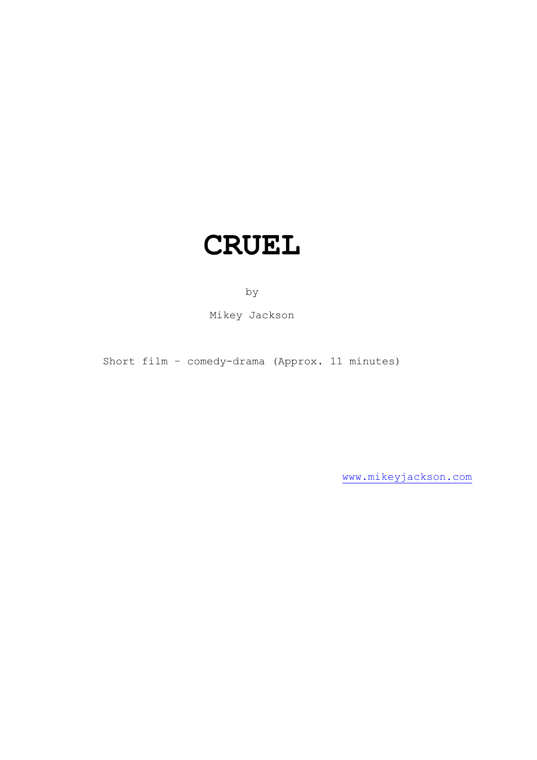# CRUEL

by

Mikey Jackson

Short film - comedy-drama (Approx. 11 minutes)

www.mikeyjackson.com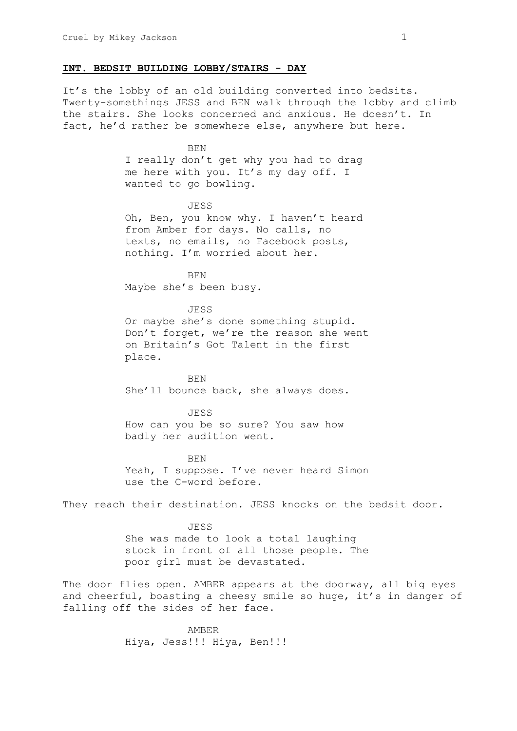**INT. BEDSIT BUILDING LOBBY/STAIRS - DAY**

It's the lobby of an old building converted into bedsits. Twenty-somethings JESS and BEN walk through the lobby and climb the stairs. She looks concerned and anxious. He doesn't. In fact, he'd rather be somewhere else, anywhere but here.

BEN
I really don't get why you had to drag me here with you. It's my day off. I wanted to go bowling.

JESS
Oh, Ben, you know why. I haven't heard from Amber for days. No calls, no texts, no emails, no Facebook posts, nothing. I'm worried about her.

BEN
Maybe she's been busy.

JESS
Or maybe she's done something stupid. Don't forget, we're the reason she went on Britain's Got Talent in the first place.

BEN
She'll bounce back, she always does.

JESS
How can you be so sure? You saw how badly her audition went.

BEN
Yeah, I suppose. I've never heard Simon use the C-word before.

They reach their destination. JESS knocks on the bedsit door.

JESS
She was made to look a total laughing stock in front of all those people. The poor girl must be devastated.

The door flies open. AMBER appears at the doorway, all big eyes and cheerful, boasting a cheesy smile so huge, it's in danger of falling off the sides of her face.

AMBER
Hiya, Jess!!! Hiya, Ben!!!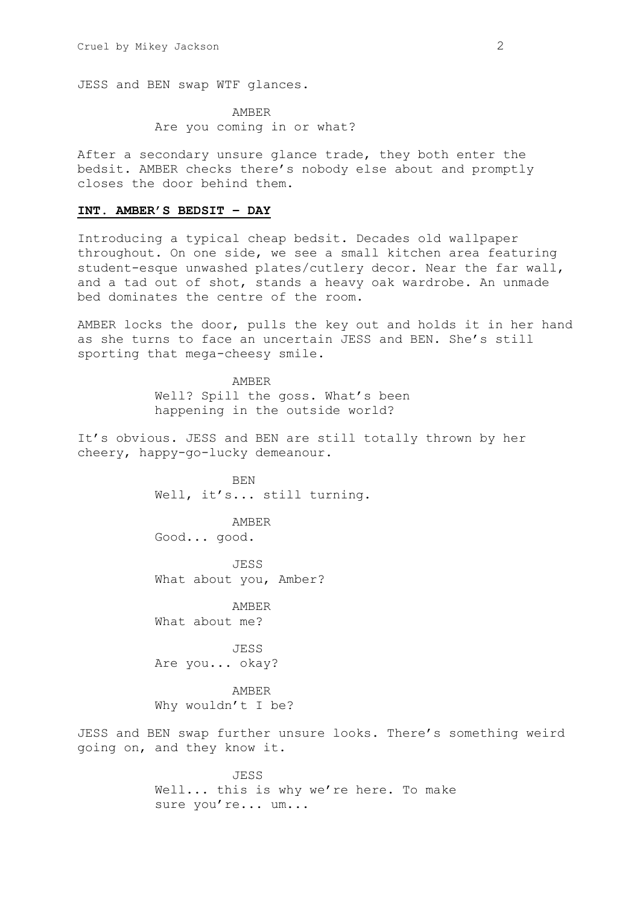JESS and BEN swap WTF glances.

AMBER
Are you coming in or what?

After a secondary unsure glance trade, they both enter the bedsit. AMBER checks there's nobody else about and promptly closes the door behind them.

**INT. AMBER'S BEDSIT – DAY**

Introducing a typical cheap bedsit. Decades old wallpaper throughout. On one side, we see a small kitchen area featuring student-esque unwashed plates/cutlery decor. Near the far wall, and a tad out of shot, stands a heavy oak wardrobe. An unmade bed dominates the centre of the room.

AMBER locks the door, pulls the key out and holds it in her hand as she turns to face an uncertain JESS and BEN. She's still sporting that mega-cheesy smile.

AMBER
Well? Spill the goss. What's been happening in the outside world?

It's obvious. JESS and BEN are still totally thrown by her cheery, happy-go-lucky demeanour.

BEN
Well, it's... still turning.

AMBER
Good... good.

JESS
What about you, Amber?

AMBER
What about me?

JESS
Are you... okay?

AMBER
Why wouldn't I be?

JESS and BEN swap further unsure looks. There's something weird going on, and they know it.

JESS
Well... this is why we're here. To make sure you're... um...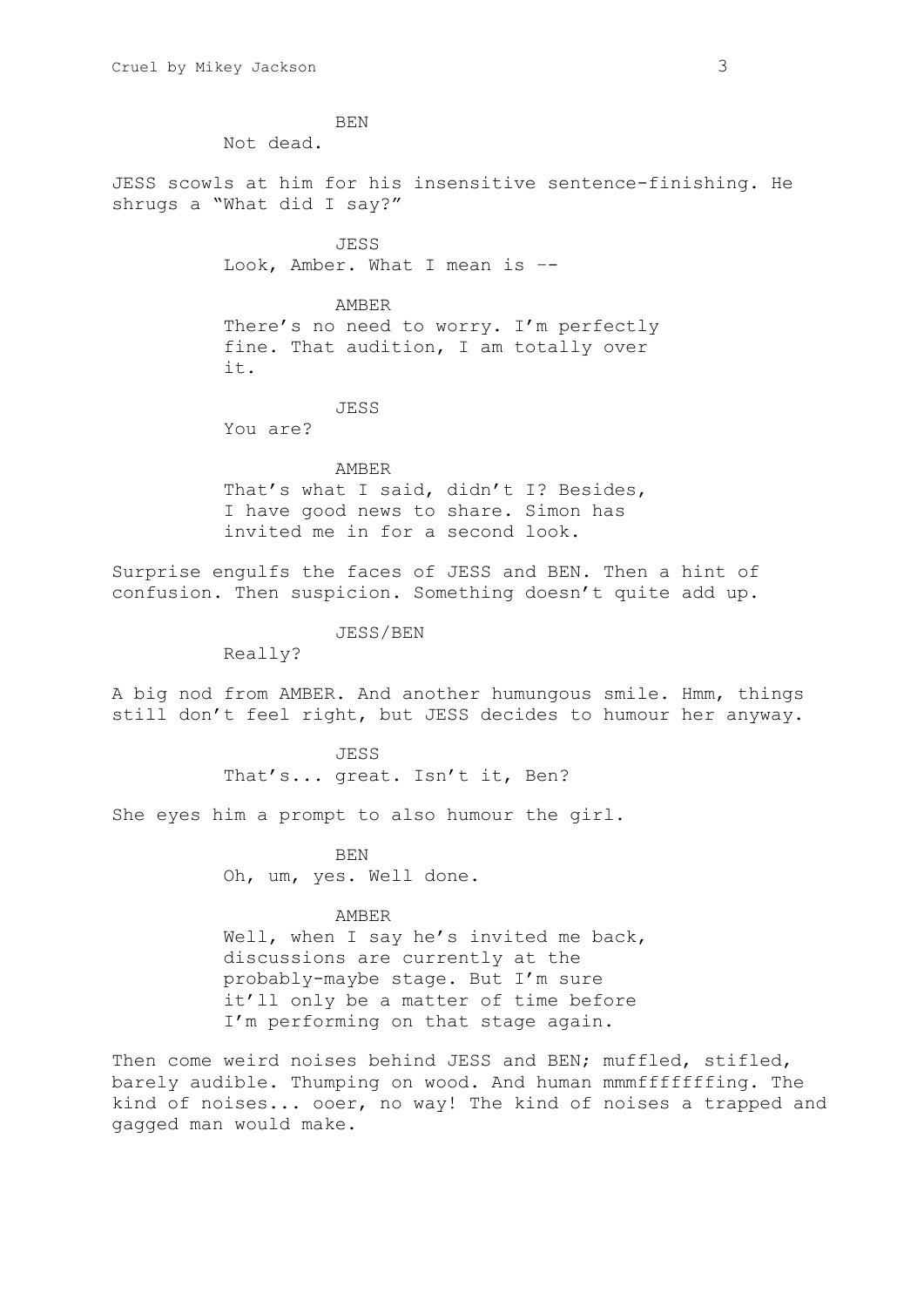BEN

Not dead.

JESS scowls at him for his insensitive sentence-finishing. He shrugs a "What did I say?"

JESS

Look, Amber. What I mean is --

AMBER

There's no need to worry. I'm perfectly fine. That audition, I am totally over it.

JESS

You are?

AMBER

That's what I said, didn't I? Besides, I have good news to share. Simon has invited me in for a second look.

Surprise engulfs the faces of JESS and BEN. Then a hint of confusion. Then suspicion. Something doesn't quite add up.

JESS/BEN

Really?

A big nod from AMBER. And another humungous smile. Hmm, things still don't feel right, but JESS decides to humour her anyway.

JESS

That's... great. Isn't it, Ben?

She eyes him a prompt to also humour the girl.

BEN

Oh, um, yes. Well done.

AMBER

Well, when I say he's invited me back, discussions are currently at the probably-maybe stage. But I'm sure it'll only be a matter of time before I'm performing on that stage again.

Then come weird noises behind JESS and BEN; muffled, stifled, barely audible. Thumping on wood. And human mmmffffffing. The kind of noises... ooer, no way! The kind of noises a trapped and gagged man would make.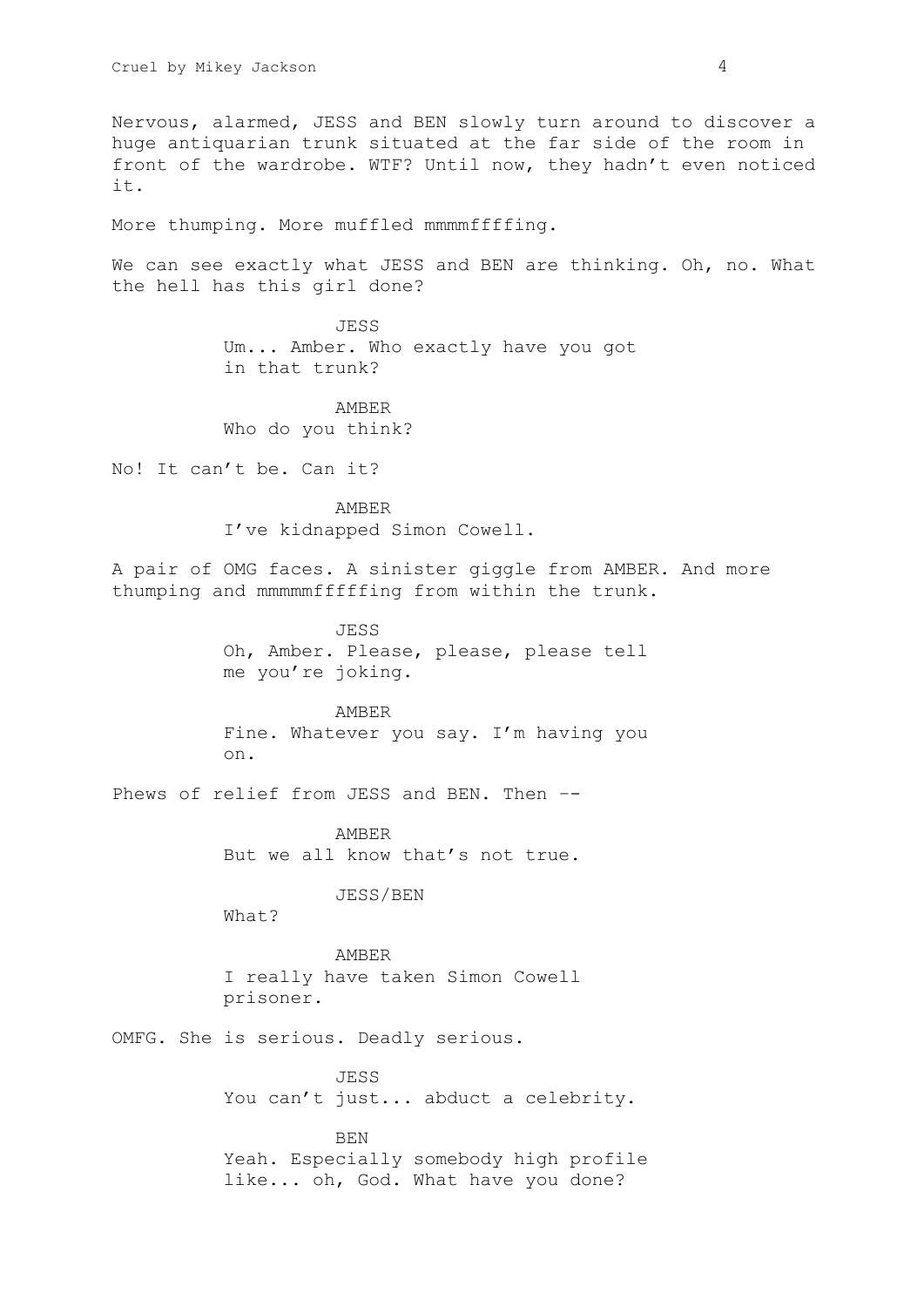Nervous, alarmed, JESS and BEN slowly turn around to discover a huge antiquarian trunk situated at the far side of the room in front of the wardrobe. WTF? Until now, they hadn't even noticed it.

More thumping. More muffled mmmmffffing.

We can see exactly what JESS and BEN are thinking. Oh, no. What the hell has this girl done?

JESS
Um... Amber. Who exactly have you got in that trunk?

AMBER
Who do you think?

No! It can't be. Can it?

AMBER
I've kidnapped Simon Cowell.

A pair of OMG faces. A sinister giggle from AMBER. And more thumping and mmmmmfffffing from within the trunk.

JESS
Oh, Amber. Please, please, please tell me you're joking.

AMBER
Fine. Whatever you say. I'm having you on.

Phews of relief from JESS and BEN. Then --

AMBER
But we all know that's not true.

JESS/BEN
What?

AMBER
I really have taken Simon Cowell prisoner.

OMFG. She is serious. Deadly serious.

JESS
You can't just... abduct a celebrity.

BEN
Yeah. Especially somebody high profile like... oh, God. What have you done?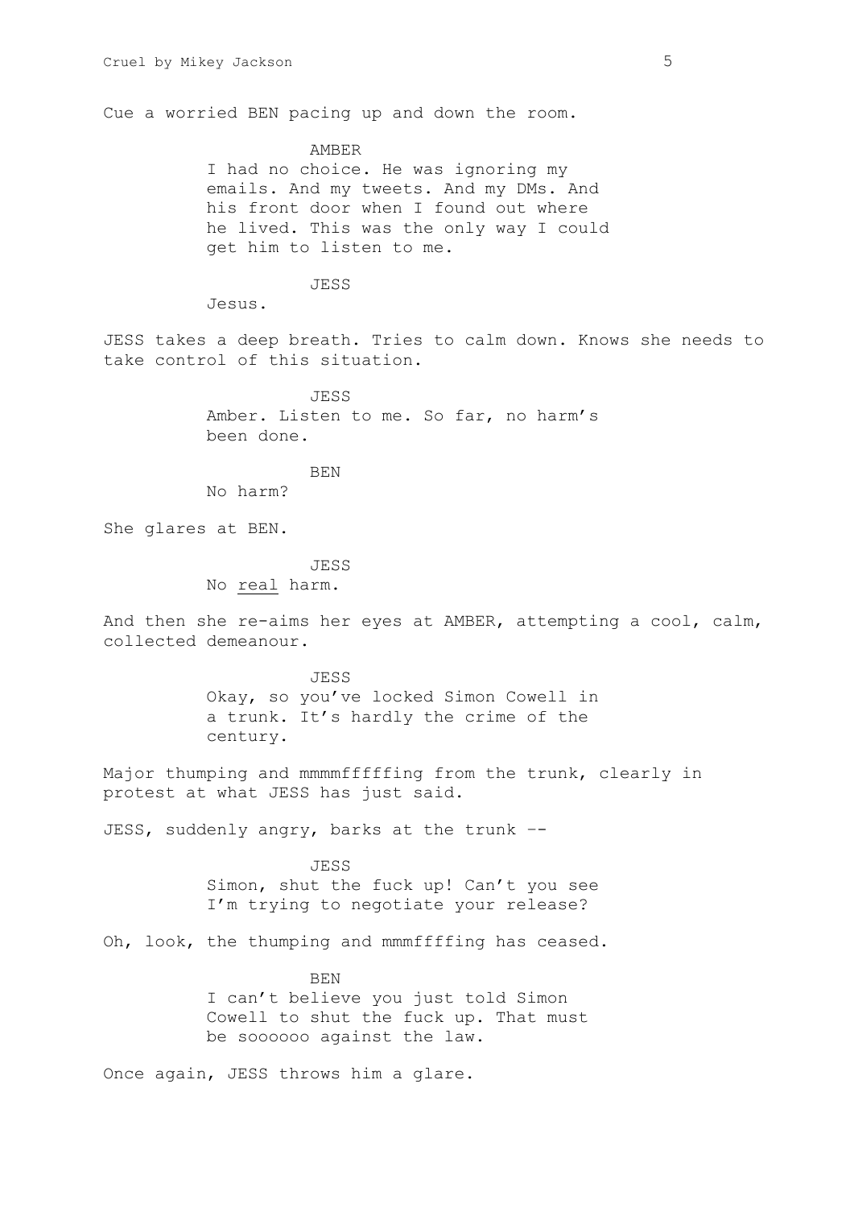Cue a worried BEN pacing up and down the room.

AMBER
I had no choice. He was ignoring my emails. And my tweets. And my DMs. And his front door when I found out where he lived. This was the only way I could get him to listen to me.

JESS
Jesus.

JESS takes a deep breath. Tries to calm down. Knows she needs to take control of this situation.

JESS
Amber. Listen to me. So far, no harm's been done.

BEN
No harm?

She glares at BEN.

JESS
No <u>real</u> harm.

And then she re-aims her eyes at AMBER, attempting a cool, calm, collected demeanour.

JESS
Okay, so you've locked Simon Cowell in a trunk. It's hardly the crime of the century.

Major thumping and mmmmfffffing from the trunk, clearly in protest at what JESS has just said.

JESS, suddenly angry, barks at the trunk --

JESS
Simon, shut the fuck up! Can't you see I'm trying to negotiate your release?

Oh, look, the thumping and mmmffffing has ceased.

BEN
I can't believe you just told Simon Cowell to shut the fuck up. That must be soooooo against the law.

Once again, JESS throws him a glare.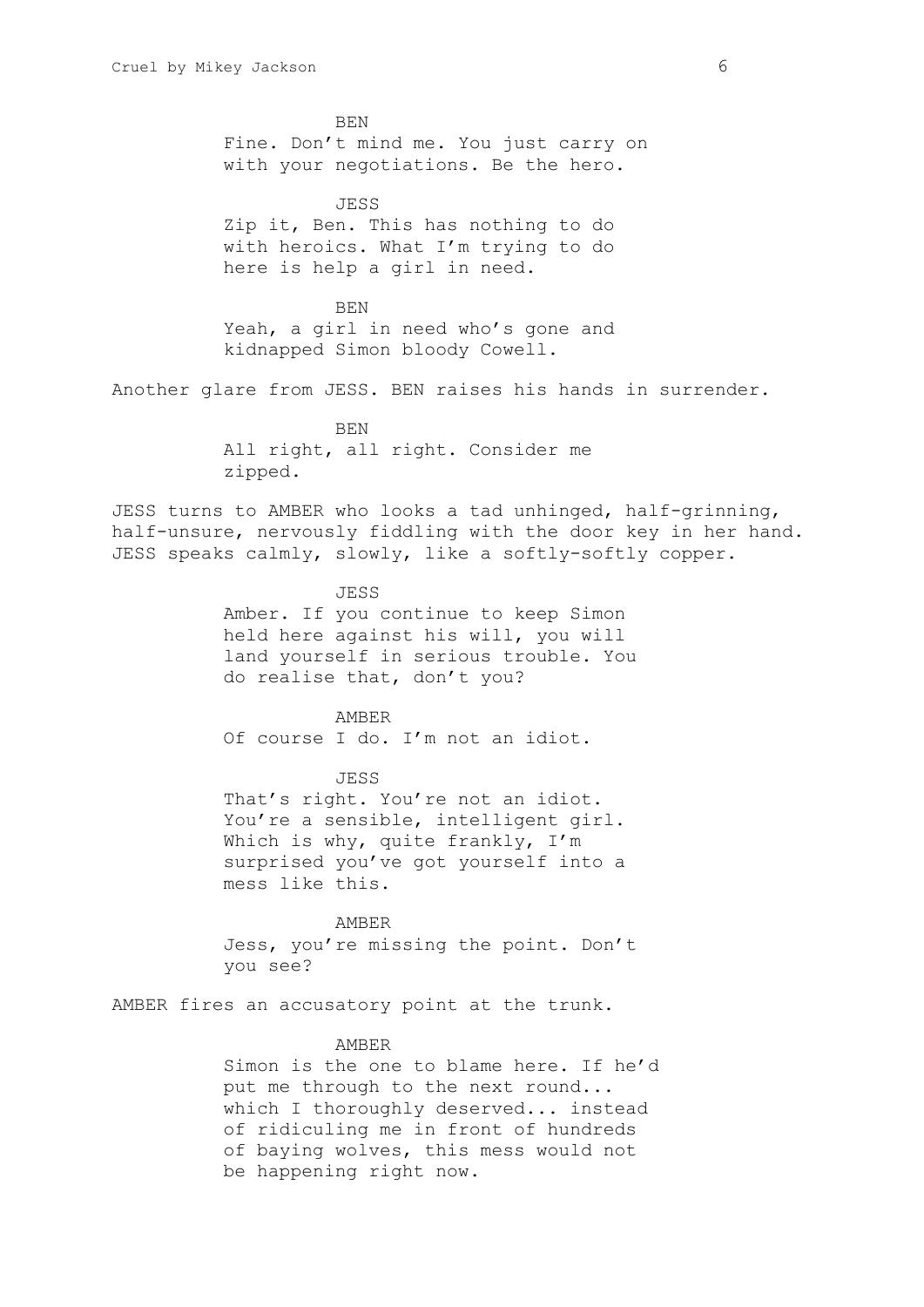BEN

Fine. Don't mind me. You just carry on with your negotiations. Be the hero.

JESS

Zip it, Ben. This has nothing to do with heroics. What I'm trying to do here is help a girl in need.

BEN

Yeah, a girl in need who's gone and kidnapped Simon bloody Cowell.

Another glare from JESS. BEN raises his hands in surrender.

BEN

All right, all right. Consider me zipped.

JESS turns to AMBER who looks a tad unhinged, half-grinning, half-unsure, nervously fiddling with the door key in her hand. JESS speaks calmly, slowly, like a softly-softly copper.

JESS

Amber. If you continue to keep Simon held here against his will, you will land yourself in serious trouble. You do realise that, don't you?

AMBER

Of course I do. I'm not an idiot.

JESS

That's right. You're not an idiot. You're a sensible, intelligent girl. Which is why, quite frankly, I'm surprised you've got yourself into a mess like this.

AMBER

Jess, you're missing the point. Don't you see?

AMBER fires an accusatory point at the trunk.

AMBER

Simon is the one to blame here. If he'd put me through to the next round... which I thoroughly deserved... instead of ridiculing me in front of hundreds of baying wolves, this mess would not be happening right now.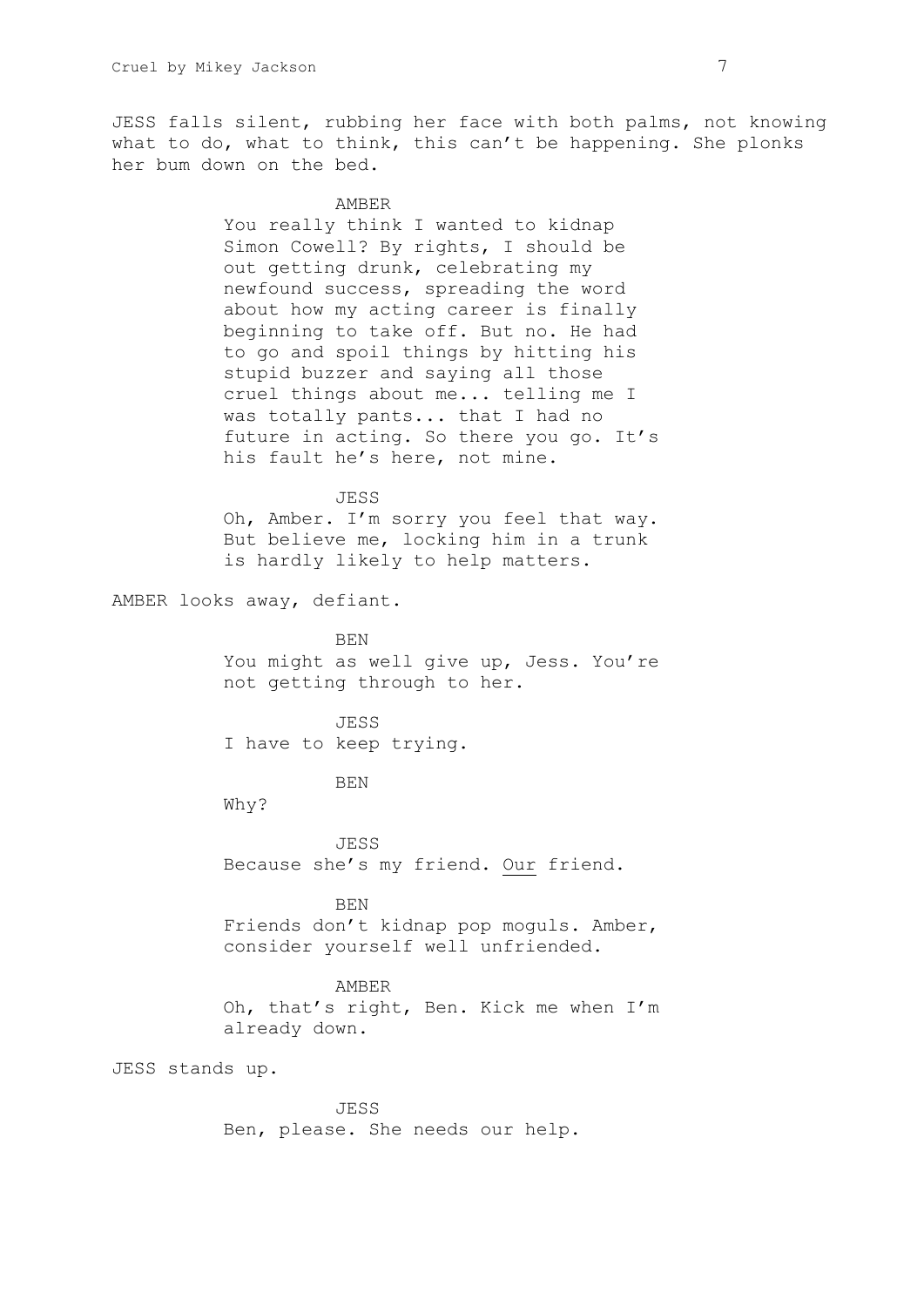JESS falls silent, rubbing her face with both palms, not knowing what to do, what to think, this can't be happening. She plonks her bum down on the bed.

AMBER

You really think I wanted to kidnap Simon Cowell? By rights, I should be out getting drunk, celebrating my newfound success, spreading the word about how my acting career is finally beginning to take off. But no. He had to go and spoil things by hitting his stupid buzzer and saying all those cruel things about me... telling me I was totally pants... that I had no future in acting. So there you go. It's his fault he's here, not mine.

JESS

Oh, Amber. I'm sorry you feel that way. But believe me, locking him in a trunk is hardly likely to help matters.

AMBER looks away, defiant.

BEN

You might as well give up, Jess. You're not getting through to her.

JESS

I have to keep trying.

BEN

Why?

JESS

Because she's my friend. <u>Our</u> friend.

BEN

Friends don't kidnap pop moguls. Amber, consider yourself well unfriended.

AMBER

Oh, that's right, Ben. Kick me when I'm already down.

JESS stands up.

JESS

Ben, please. She needs our help.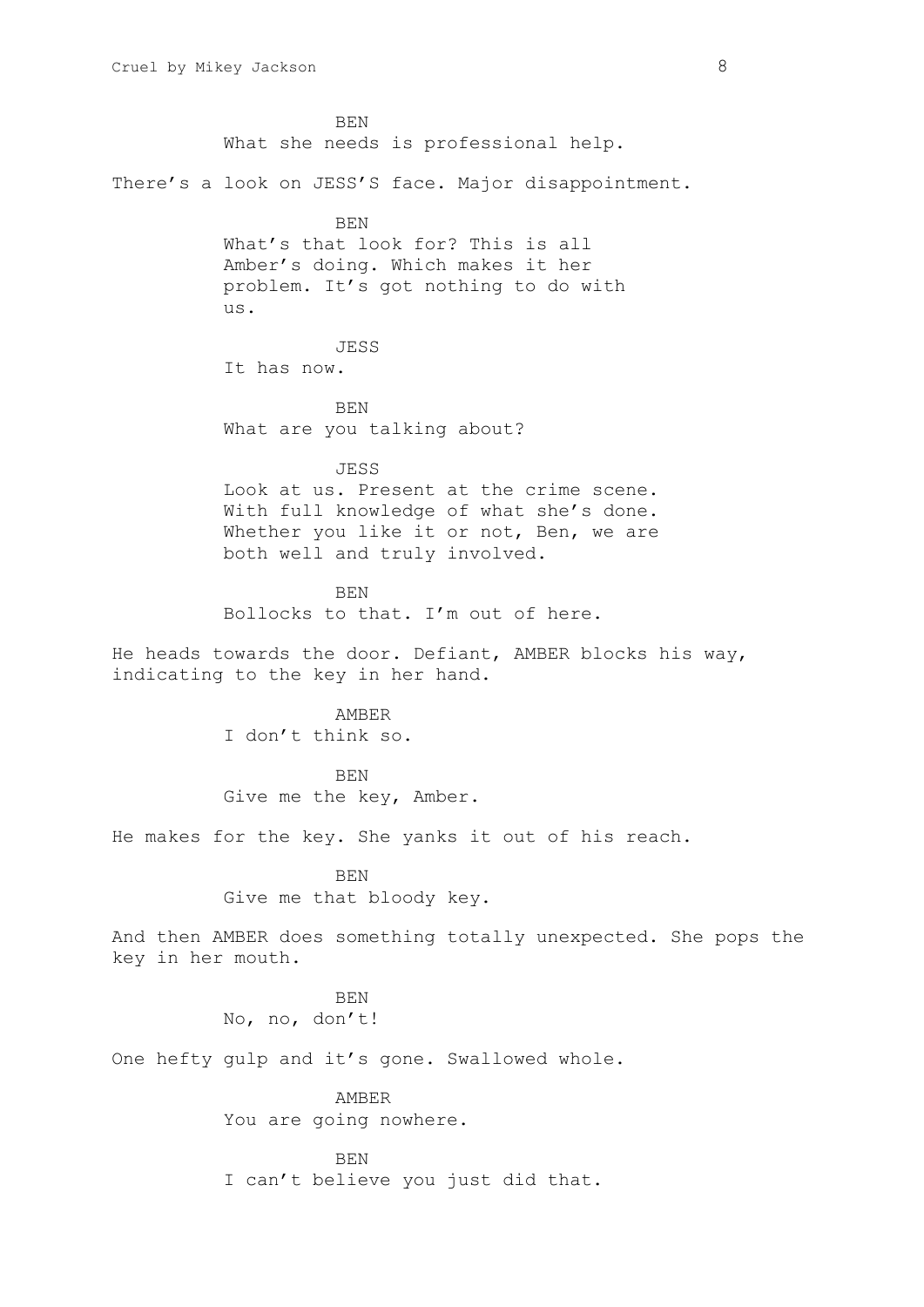BEN
What she needs is professional help.

There's a look on JESS'S face. Major disappointment.

BEN
What's that look for? This is all Amber's doing. Which makes it her problem. It's got nothing to do with us.

JESS
It has now.

BEN
What are you talking about?

JESS
Look at us. Present at the crime scene. With full knowledge of what she's done. Whether you like it or not, Ben, we are both well and truly involved.

BEN
Bollocks to that. I'm out of here.

He heads towards the door. Defiant, AMBER blocks his way, indicating to the key in her hand.

AMBER
I don't think so.

BEN
Give me the key, Amber.

He makes for the key. She yanks it out of his reach.

BEN
Give me that bloody key.

And then AMBER does something totally unexpected. She pops the key in her mouth.

BEN
No, no, don't!

One hefty gulp and it's gone. Swallowed whole.

AMBER
You are going nowhere.

BEN
I can't believe you just did that.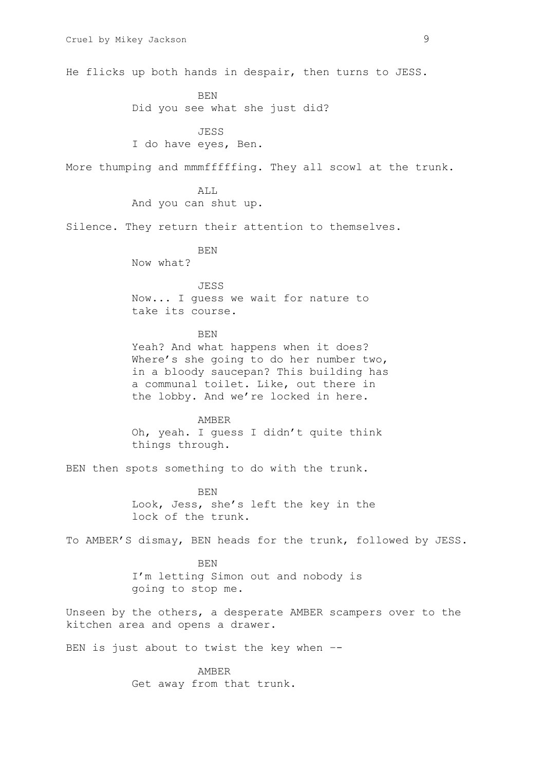He flicks up both hands in despair, then turns to JESS.

BEN
Did you see what she just did?

JESS
I do have eyes, Ben.

More thumping and mmmfffffing. They all scowl at the trunk.

ALL
And you can shut up.

Silence. They return their attention to themselves.

BEN
Now what?

JESS
Now... I guess we wait for nature to take its course.

BEN
Yeah? And what happens when it does? Where's she going to do her number two, in a bloody saucepan? This building has a communal toilet. Like, out there in the lobby. And we're locked in here.

AMBER
Oh, yeah. I guess I didn't quite think things through.

BEN then spots something to do with the trunk.

BEN
Look, Jess, she's left the key in the lock of the trunk.

To AMBER'S dismay, BEN heads for the trunk, followed by JESS.

BEN
I'm letting Simon out and nobody is going to stop me.

Unseen by the others, a desperate AMBER scampers over to the kitchen area and opens a drawer.

BEN is just about to twist the key when --

AMBER
Get away from that trunk.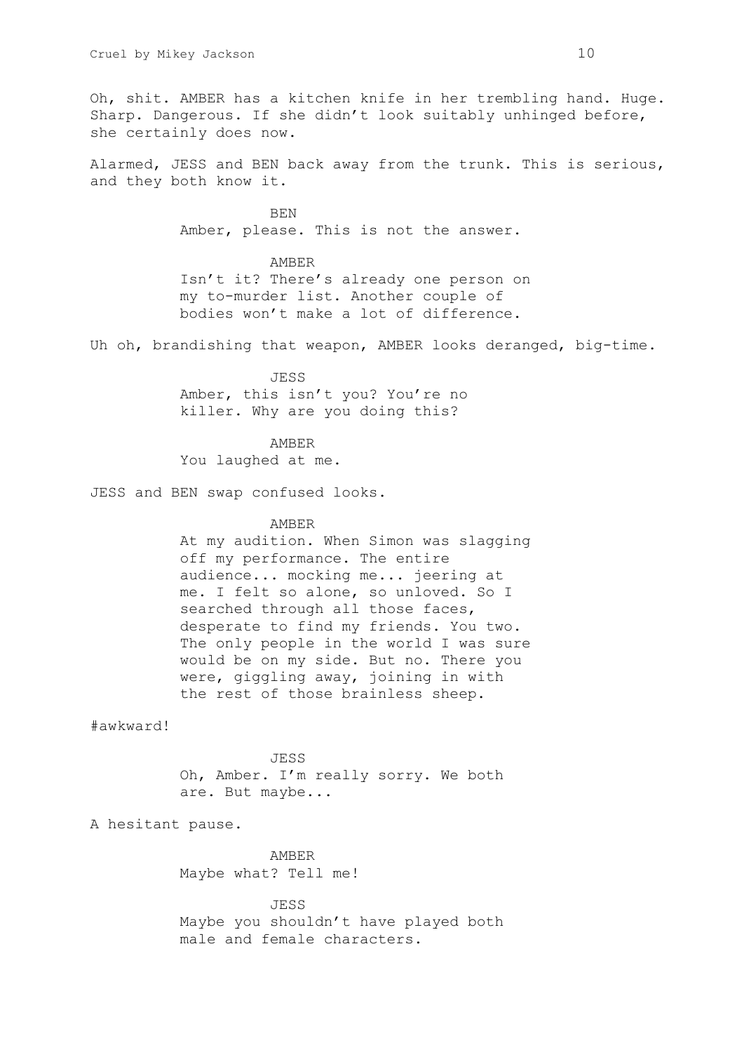Oh, shit. AMBER has a kitchen knife in her trembling hand. Huge. Sharp. Dangerous. If she didn't look suitably unhinged before, she certainly does now.

Alarmed, JESS and BEN back away from the trunk. This is serious, and they both know it.

BEN
Amber, please. This is not the answer.

AMBER
Isn't it? There's already one person on my to-murder list. Another couple of bodies won't make a lot of difference.

Uh oh, brandishing that weapon, AMBER looks deranged, big-time.

JESS
Amber, this isn't you? You're no killer. Why are you doing this?

AMBER
You laughed at me.

JESS and BEN swap confused looks.

AMBER
At my audition. When Simon was slagging off my performance. The entire audience... mocking me... jeering at me. I felt so alone, so unloved. So I searched through all those faces, desperate to find my friends. You two. The only people in the world I was sure would be on my side. But no. There you were, giggling away, joining in with the rest of those brainless sheep.

#awkward!

JESS
Oh, Amber. I'm really sorry. We both are. But maybe...

A hesitant pause.

AMBER
Maybe what? Tell me!

JESS
Maybe you shouldn't have played both male and female characters.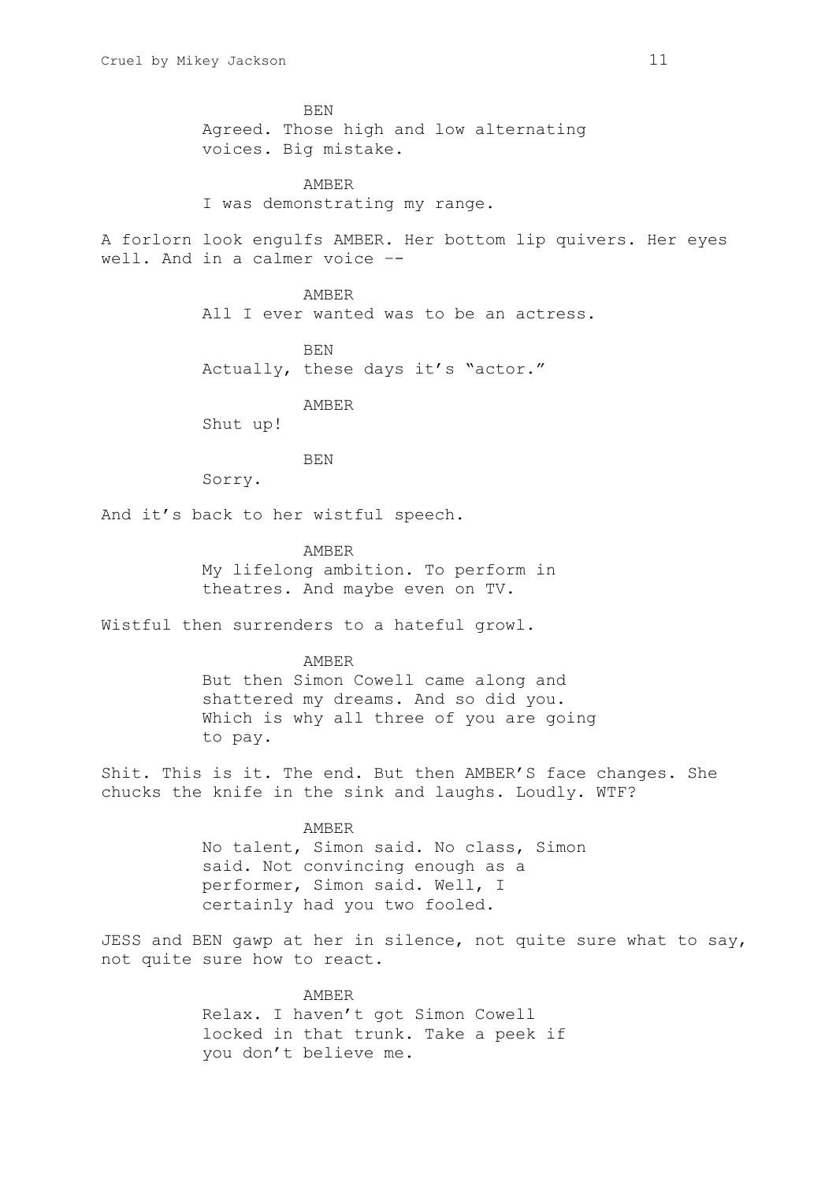BEN
Agreed. Those high and low alternating voices. Big mistake.

AMBER
I was demonstrating my range.

A forlorn look engulfs AMBER. Her bottom lip quivers. Her eyes well. And in a calmer voice --

AMBER
All I ever wanted was to be an actress.

BEN
Actually, these days it's "actor."

AMBER
Shut up!

BEN
Sorry.

And it's back to her wistful speech.

AMBER
My lifelong ambition. To perform in theatres. And maybe even on TV.

Wistful then surrenders to a hateful growl.

AMBER
But then Simon Cowell came along and shattered my dreams. And so did you. Which is why all three of you are going to pay.

Shit. This is it. The end. But then AMBER'S face changes. She chucks the knife in the sink and laughs. Loudly. WTF?

AMBER
No talent, Simon said. No class, Simon said. Not convincing enough as a performer, Simon said. Well, I certainly had you two fooled.

JESS and BEN gawp at her in silence, not quite sure what to say, not quite sure how to react.

AMBER
Relax. I haven't got Simon Cowell locked in that trunk. Take a peek if you don't believe me.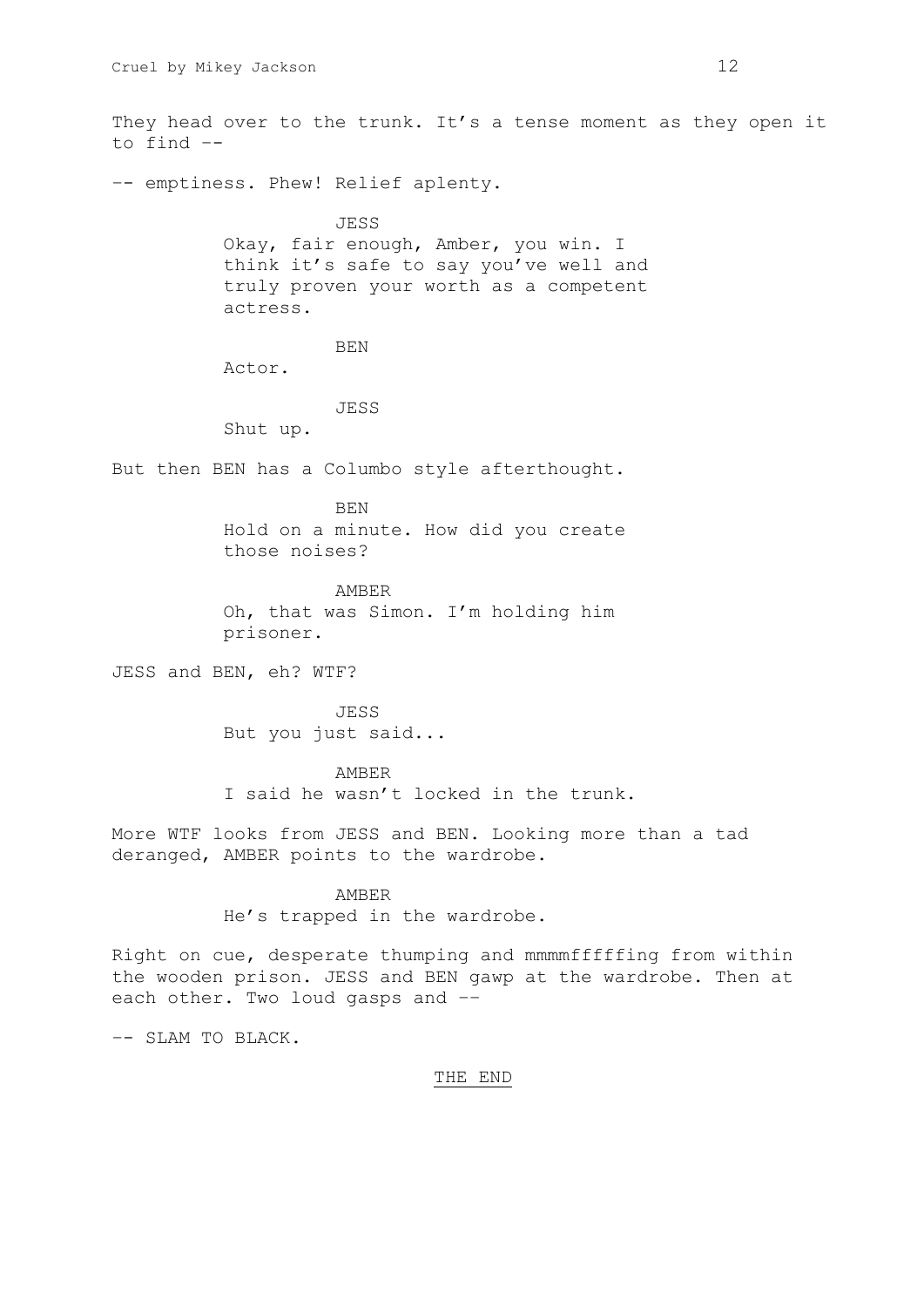They head over to the trunk. It's a tense moment as they open it to find --

-- emptiness. Phew! Relief aplenty.

JESS

Okay, fair enough, Amber, you win. I think it's safe to say you've well and truly proven your worth as a competent actress.

BEN

Actor.

JESS

Shut up.

But then BEN has a Columbo style afterthought.

BEN

Hold on a minute. How did you create those noises?

AMBER

Oh, that was Simon. I'm holding him prisoner.

JESS and BEN, eh? WTF?

JESS

But you just said...

AMBER

I said he wasn't locked in the trunk.

More WTF looks from JESS and BEN. Looking more than a tad deranged, AMBER points to the wardrobe.

AMBER

He's trapped in the wardrobe.

Right on cue, desperate thumping and mmmmfffffing from within the wooden prison. JESS and BEN gawp at the wardrobe. Then at each other. Two loud gasps and --

-- SLAM TO BLACK.

THE END